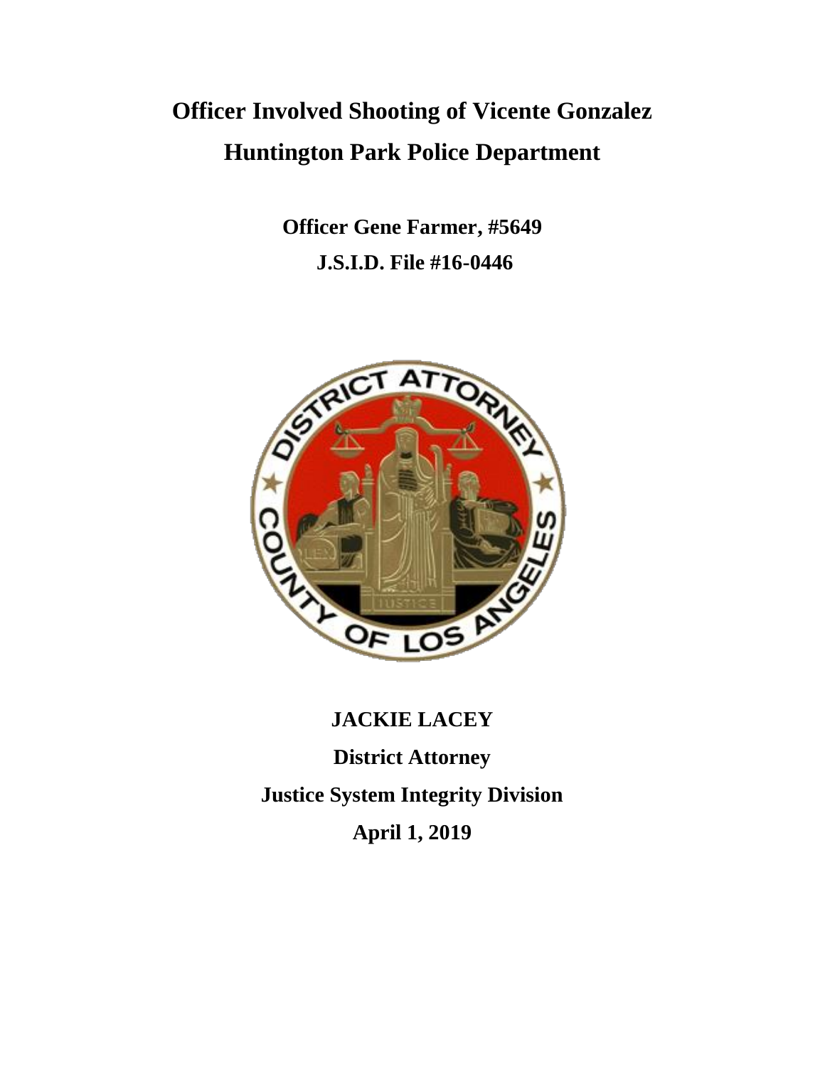# Officer Involved Shooting of Vicente Gonzalez

# Huntington Park Police Department

**Officer Gene Farmer, #5649**

**J.S.I.D. File #16-0446**

**JACKIE LACEY**

**District Attorney**

**Justice System Integrity Division**

**April 1, 2019**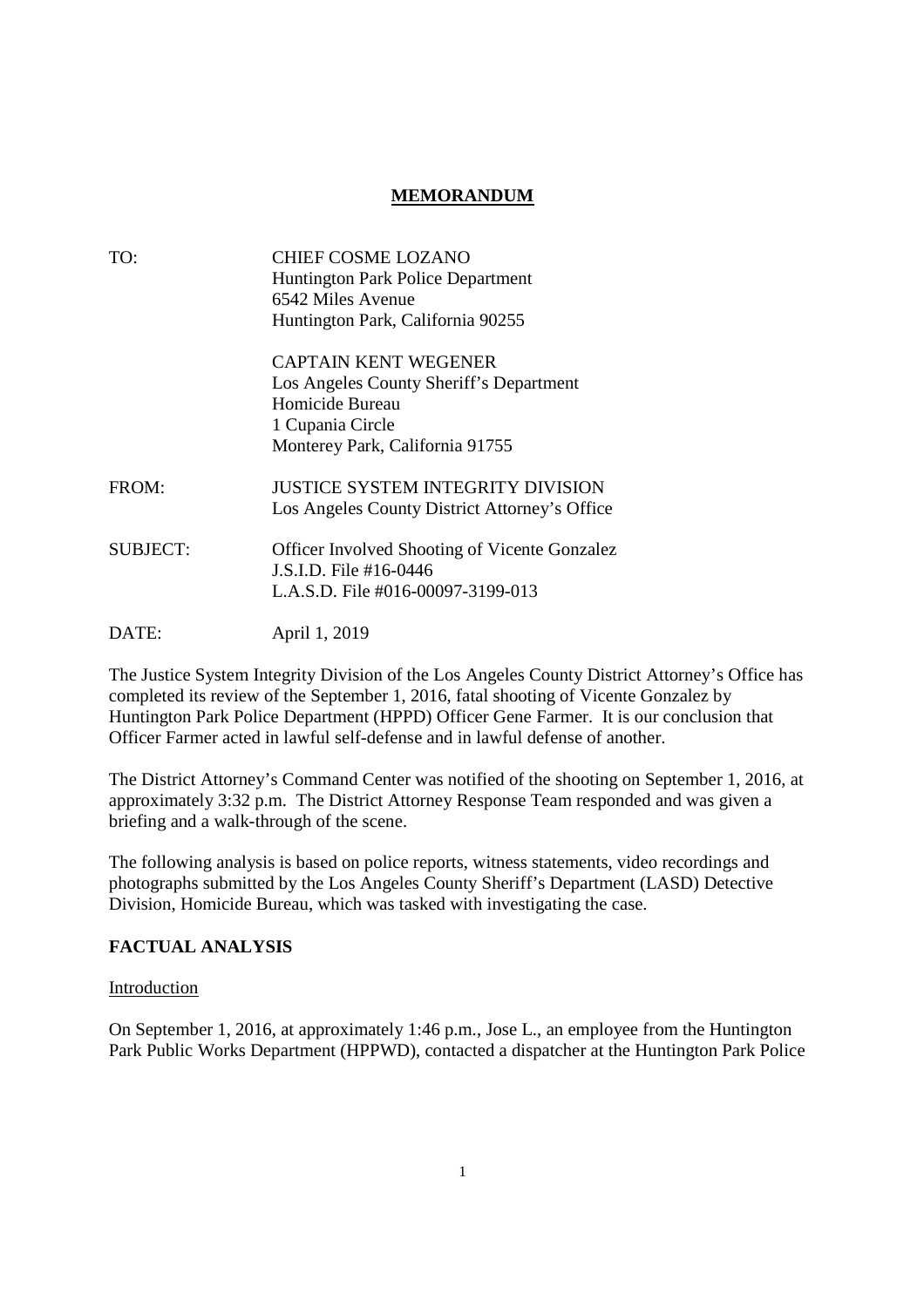# MEMORANDUM

TO: CHIEF COSME LOZANO
Huntington Park Police Department
6542 Miles Avenue
Huntington Park, California 90255

CAPTAIN KENT WEGENER
Los Angeles County Sheriff's Department
Homicide Bureau
1 Cupania Circle
Monterey Park, California 91755

FROM: JUSTICE SYSTEM INTEGRITY DIVISION
Los Angeles County District Attorney's Office

SUBJECT: Officer Involved Shooting of Vicente Gonzalez
J.S.I.D. File #16-0446
L.A.S.D. File #016-00097-3199-013

DATE: April 1, 2019

The Justice System Integrity Division of the Los Angeles County District Attorney's Office has completed its review of the September 1, 2016, fatal shooting of Vicente Gonzalez by Huntington Park Police Department (HPPD) Officer Gene Farmer. It is our conclusion that Officer Farmer acted in lawful self-defense and in lawful defense of another.

The District Attorney's Command Center was notified of the shooting on September 1, 2016, at approximately 3:32 p.m. The District Attorney Response Team responded and was given a briefing and a walk-through of the scene.

The following analysis is based on police reports, witness statements, video recordings and photographs submitted by the Los Angeles County Sheriff's Department (LASD) Detective Division, Homicide Bureau, which was tasked with investigating the case.

## FACTUAL ANALYSIS

### Introduction

On September 1, 2016, at approximately 1:46 p.m., Jose L., an employee from the Huntington Park Public Works Department (HPPWD), contacted a dispatcher at the Huntington Park Police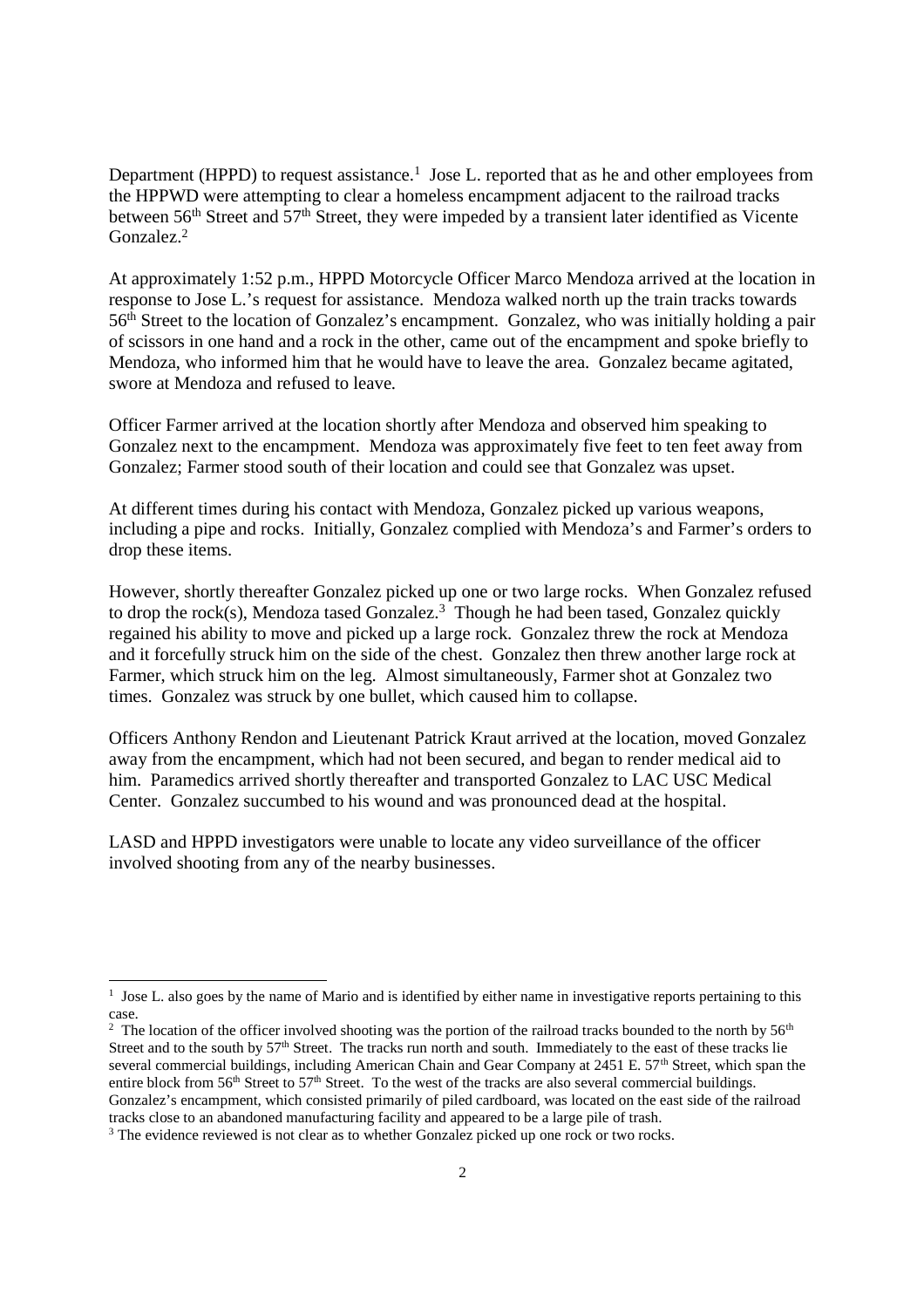Department (HPPD) to request assistance.[1] Jose L. reported that as he and other employees from the HPPWD were attempting to clear a homeless encampment adjacent to the railroad tracks between 56th Street and 57th Street, they were impeded by a transient later identified as Vicente Gonzalez.[2]

At approximately 1:52 p.m., HPPD Motorcycle Officer Marco Mendoza arrived at the location in response to Jose L.'s request for assistance. Mendoza walked north up the train tracks towards 56th Street to the location of Gonzalez's encampment. Gonzalez, who was initially holding a pair of scissors in one hand and a rock in the other, came out of the encampment and spoke briefly to Mendoza, who informed him that he would have to leave the area. Gonzalez became agitated, swore at Mendoza and refused to leave.

Officer Farmer arrived at the location shortly after Mendoza and observed him speaking to Gonzalez next to the encampment. Mendoza was approximately five feet to ten feet away from Gonzalez; Farmer stood south of their location and could see that Gonzalez was upset.

At different times during his contact with Mendoza, Gonzalez picked up various weapons, including a pipe and rocks. Initially, Gonzalez complied with Mendoza's and Farmer's orders to drop these items.

However, shortly thereafter Gonzalez picked up one or two large rocks. When Gonzalez refused to drop the rock(s), Mendoza tased Gonzalez.[3] Though he had been tased, Gonzalez quickly regained his ability to move and picked up a large rock. Gonzalez threw the rock at Mendoza and it forcefully struck him on the side of the chest. Gonzalez then threw another large rock at Farmer, which struck him on the leg. Almost simultaneously, Farmer shot at Gonzalez two times. Gonzalez was struck by one bullet, which caused him to collapse.

Officers Anthony Rendon and Lieutenant Patrick Kraut arrived at the location, moved Gonzalez away from the encampment, which had not been secured, and began to render medical aid to him. Paramedics arrived shortly thereafter and transported Gonzalez to LAC USC Medical Center. Gonzalez succumbed to his wound and was pronounced dead at the hospital.

LASD and HPPD investigators were unable to locate any video surveillance of the officer involved shooting from any of the nearby businesses.

---

[1] Jose L. also goes by the name of Mario and is identified by either name in investigative reports pertaining to this case.

[2] The location of the officer involved shooting was the portion of the railroad tracks bounded to the north by 56th Street and to the south by 57th Street. The tracks run north and south. Immediately to the east of these tracks lie several commercial buildings, including American Chain and Gear Company at 2451 E. 57th Street, which span the entire block from 56th Street to 57th Street. To the west of the tracks are also several commercial buildings. Gonzalez's encampment, which consisted primarily of piled cardboard, was located on the east side of the railroad tracks close to an abandoned manufacturing facility and appeared to be a large pile of trash.

[3] The evidence reviewed is not clear as to whether Gonzalez picked up one rock or two rocks.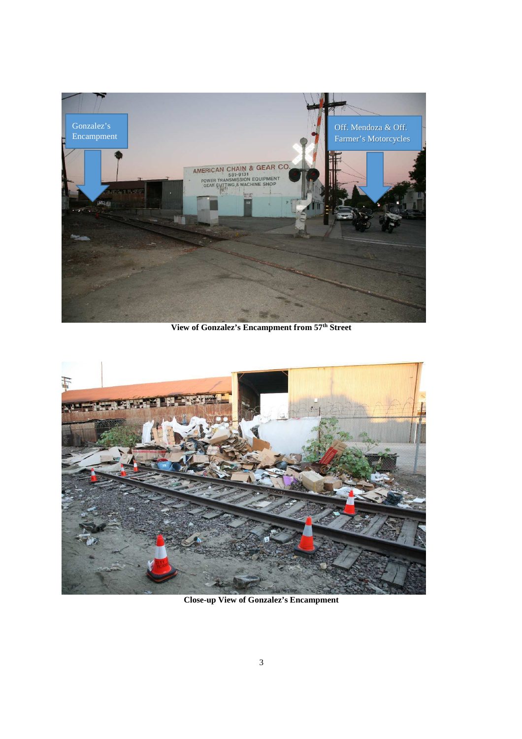**View of Gonzalez's Encampment from 57th Street**

**Close-up View of Gonzalez's Encampment**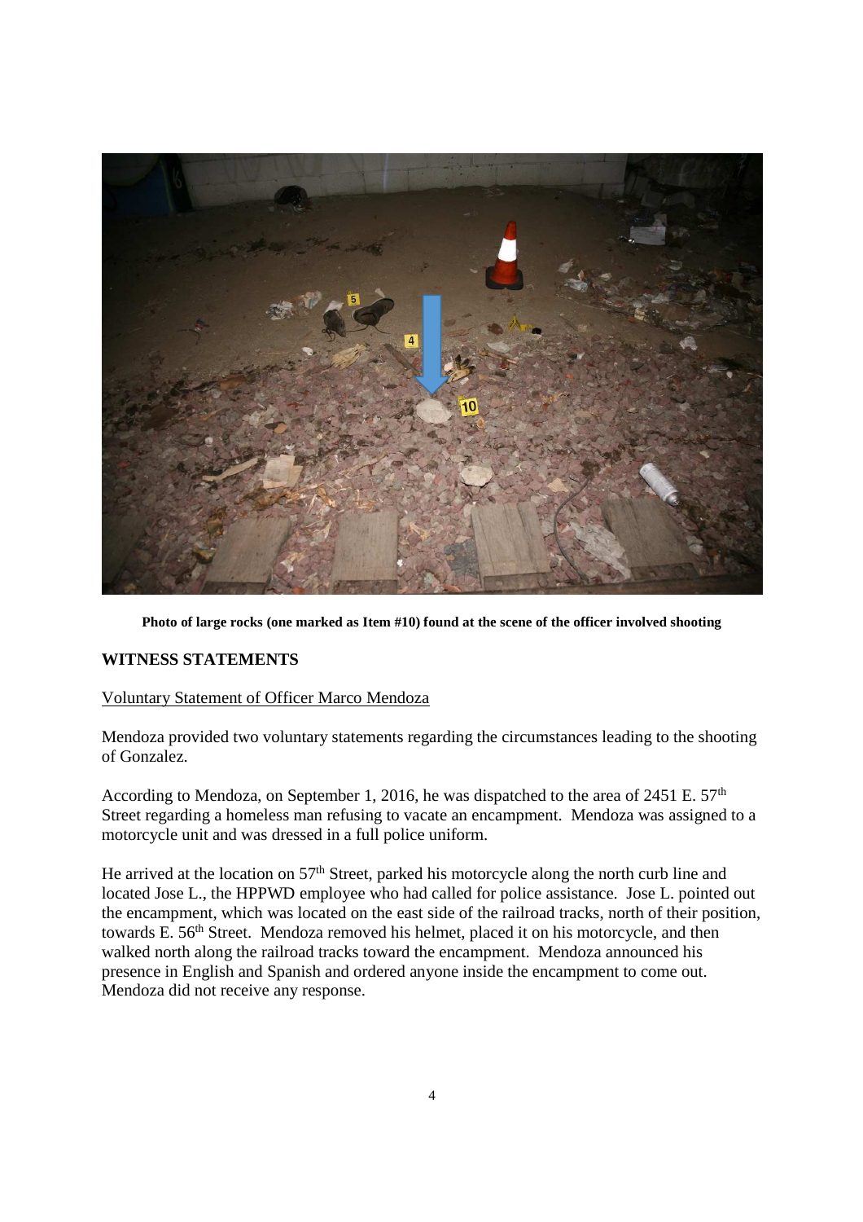**Photo of large rocks (one marked as Item #10) found at the scene of the officer involved shooting**

## WITNESS STATEMENTS

Voluntary Statement of Officer Marco Mendoza

Mendoza provided two voluntary statements regarding the circumstances leading to the shooting of Gonzalez.

According to Mendoza, on September 1, 2016, he was dispatched to the area of 2451 E. 57th Street regarding a homeless man refusing to vacate an encampment. Mendoza was assigned to a motorcycle unit and was dressed in a full police uniform.

He arrived at the location on 57th Street, parked his motorcycle along the north curb line and located Jose L., the HPPWD employee who had called for police assistance. Jose L. pointed out the encampment, which was located on the east side of the railroad tracks, north of their position, towards E. 56th Street. Mendoza removed his helmet, placed it on his motorcycle, and then walked north along the railroad tracks toward the encampment. Mendoza announced his presence in English and Spanish and ordered anyone inside the encampment to come out. Mendoza did not receive any response.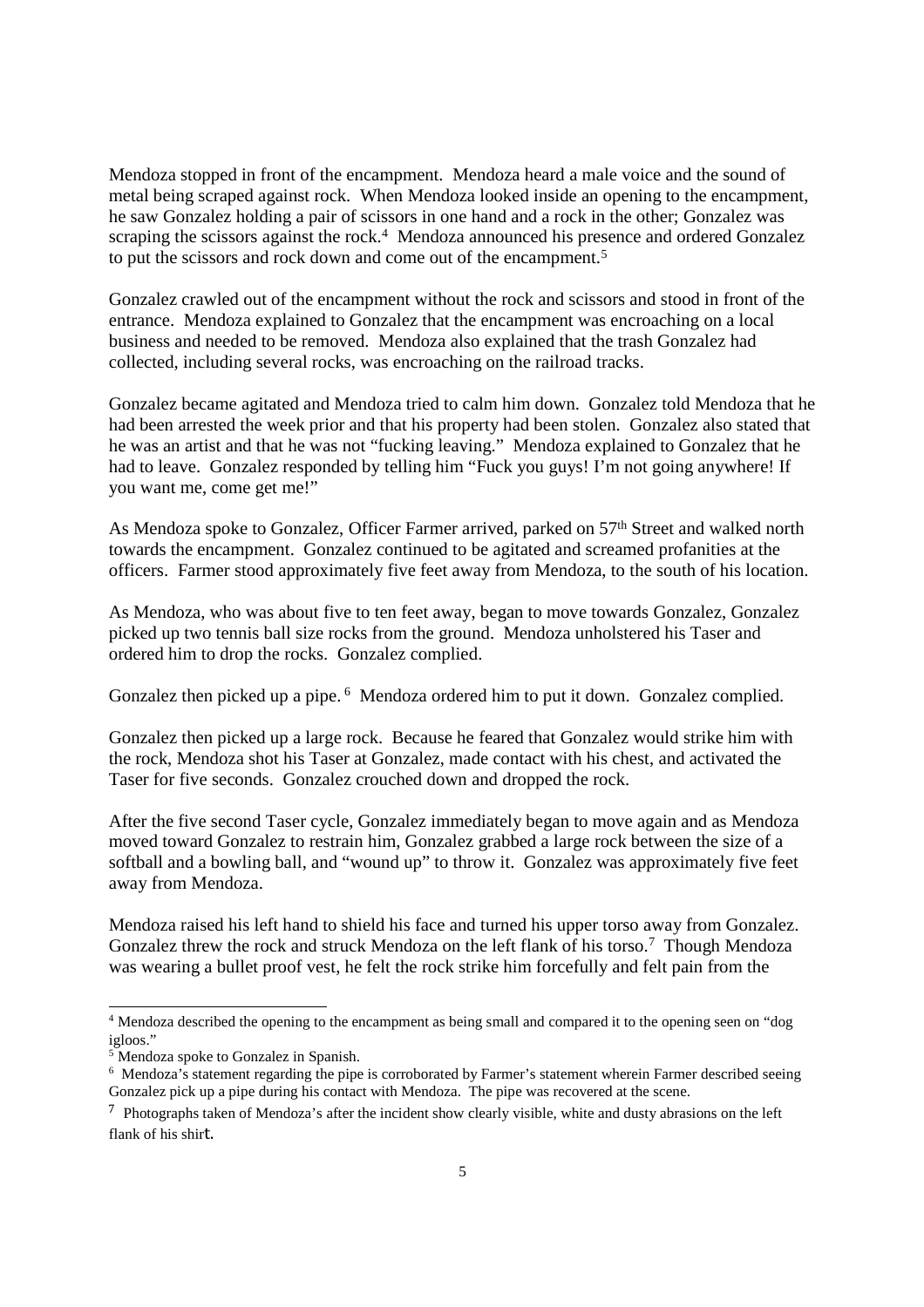Mendoza stopped in front of the encampment. Mendoza heard a male voice and the sound of metal being scraped against rock. When Mendoza looked inside an opening to the encampment, he saw Gonzalez holding a pair of scissors in one hand and a rock in the other; Gonzalez was scraping the scissors against the rock.[4] Mendoza announced his presence and ordered Gonzalez to put the scissors and rock down and come out of the encampment.[5]

Gonzalez crawled out of the encampment without the rock and scissors and stood in front of the entrance. Mendoza explained to Gonzalez that the encampment was encroaching on a local business and needed to be removed. Mendoza also explained that the trash Gonzalez had collected, including several rocks, was encroaching on the railroad tracks.

Gonzalez became agitated and Mendoza tried to calm him down. Gonzalez told Mendoza that he had been arrested the week prior and that his property had been stolen. Gonzalez also stated that he was an artist and that he was not "fucking leaving." Mendoza explained to Gonzalez that he had to leave. Gonzalez responded by telling him "Fuck you guys! I'm not going anywhere! If you want me, come get me!"

As Mendoza spoke to Gonzalez, Officer Farmer arrived, parked on 57th Street and walked north towards the encampment. Gonzalez continued to be agitated and screamed profanities at the officers. Farmer stood approximately five feet away from Mendoza, to the south of his location.

As Mendoza, who was about five to ten feet away, began to move towards Gonzalez, Gonzalez picked up two tennis ball size rocks from the ground. Mendoza unholstered his Taser and ordered him to drop the rocks. Gonzalez complied.

Gonzalez then picked up a pipe.[6] Mendoza ordered him to put it down. Gonzalez complied.

Gonzalez then picked up a large rock. Because he feared that Gonzalez would strike him with the rock, Mendoza shot his Taser at Gonzalez, made contact with his chest, and activated the Taser for five seconds. Gonzalez crouched down and dropped the rock.

After the five second Taser cycle, Gonzalez immediately began to move again and as Mendoza moved toward Gonzalez to restrain him, Gonzalez grabbed a large rock between the size of a softball and a bowling ball, and "wound up" to throw it. Gonzalez was approximately five feet away from Mendoza.

Mendoza raised his left hand to shield his face and turned his upper torso away from Gonzalez. Gonzalez threw the rock and struck Mendoza on the left flank of his torso.[7] Though Mendoza was wearing a bullet proof vest, he felt the rock strike him forcefully and felt pain from the

---

[4] Mendoza described the opening to the encampment as being small and compared it to the opening seen on "dog igloos."

[5] Mendoza spoke to Gonzalez in Spanish.

[6] Mendoza's statement regarding the pipe is corroborated by Farmer's statement wherein Farmer described seeing Gonzalez pick up a pipe during his contact with Mendoza. The pipe was recovered at the scene.

[7] Photographs taken of Mendoza's after the incident show clearly visible, white and dusty abrasions on the left flank of his shirt.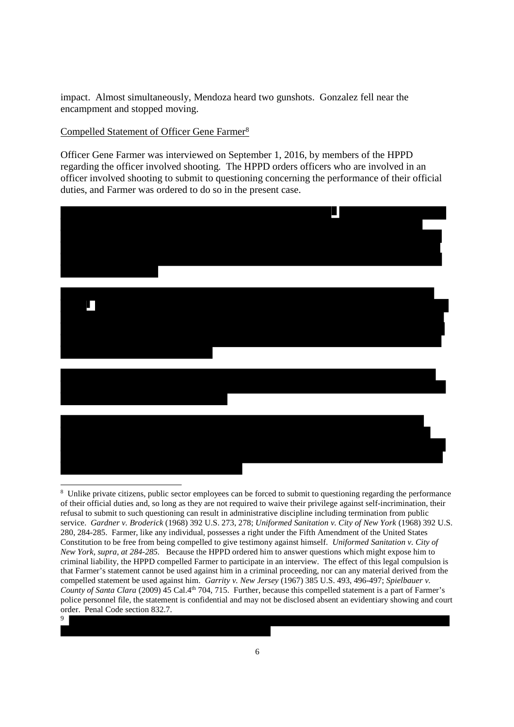impact. Almost simultaneously, Mendoza heard two gunshots. Gonzalez fell near the encampment and stopped moving.

Compelled Statement of Officer Gene Farmer[8]

Officer Gene Farmer was interviewed on September 1, 2016, by members of the HPPD regarding the officer involved shooting. The HPPD orders officers who are involved in an officer involved shooting to submit to questioning concerning the performance of their official duties, and Farmer was ordered to do so in the present case.

[8] Unlike private citizens, public sector employees can be forced to submit to questioning regarding the performance of their official duties and, so long as they are not required to waive their privilege against self-incrimination, their refusal to submit to such questioning can result in administrative discipline including termination from public service. *Gardner v. Broderick* (1968) 392 U.S. 273, 278; *Uniformed Sanitation v. City of New York* (1968) 392 U.S. 280, 284-285. Farmer, like any individual, possesses a right under the Fifth Amendment of the United States Constitution to be free from being compelled to give testimony against himself. *Uniformed Sanitation v. City of New York, supra, at 284-285.* Because the HPPD ordered him to answer questions which might expose him to criminal liability, the HPPD compelled Farmer to participate in an interview. The effect of this legal compulsion is that Farmer's statement cannot be used against him in a criminal proceeding, nor can any material derived from the compelled statement be used against him. *Garrity v. New Jersey* (1967) 385 U.S. 493, 496-497; *Spielbauer v. County of Santa Clara* (2009) 45 Cal.4th 704, 715. Further, because this compelled statement is a part of Farmer's police personnel file, the statement is confidential and may not be disclosed absent an evidentiary showing and court order. Penal Code section 832.7.

[9]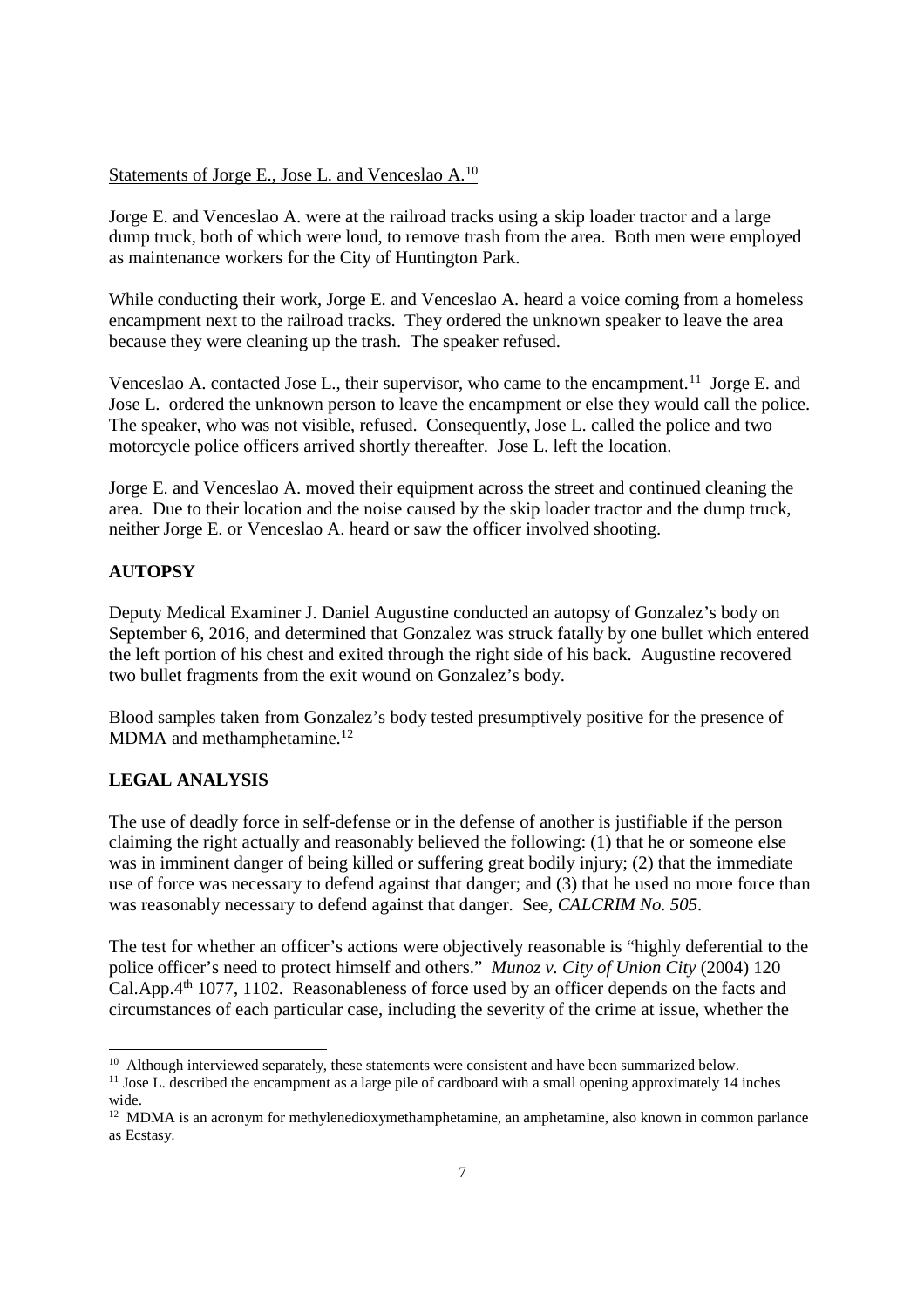Statements of Jorge E., Jose L. and Venceslao A.[10]

Jorge E. and Venceslao A. were at the railroad tracks using a skip loader tractor and a large dump truck, both of which were loud, to remove trash from the area. Both men were employed as maintenance workers for the City of Huntington Park.

While conducting their work, Jorge E. and Venceslao A. heard a voice coming from a homeless encampment next to the railroad tracks. They ordered the unknown speaker to leave the area because they were cleaning up the trash. The speaker refused.

Venceslao A. contacted Jose L., their supervisor, who came to the encampment.[11] Jorge E. and Jose L. ordered the unknown person to leave the encampment or else they would call the police. The speaker, who was not visible, refused. Consequently, Jose L. called the police and two motorcycle police officers arrived shortly thereafter. Jose L. left the location.

Jorge E. and Venceslao A. moved their equipment across the street and continued cleaning the area. Due to their location and the noise caused by the skip loader tractor and the dump truck, neither Jorge E. or Venceslao A. heard or saw the officer involved shooting.

## AUTOPSY

Deputy Medical Examiner J. Daniel Augustine conducted an autopsy of Gonzalez's body on September 6, 2016, and determined that Gonzalez was struck fatally by one bullet which entered the left portion of his chest and exited through the right side of his back. Augustine recovered two bullet fragments from the exit wound on Gonzalez's body.

Blood samples taken from Gonzalez's body tested presumptively positive for the presence of MDMA and methamphetamine.[12]

## LEGAL ANALYSIS

The use of deadly force in self-defense or in the defense of another is justifiable if the person claiming the right actually and reasonably believed the following: (1) that he or someone else was in imminent danger of being killed or suffering great bodily injury; (2) that the immediate use of force was necessary to defend against that danger; and (3) that he used no more force than was reasonably necessary to defend against that danger. See, *CALCRIM No. 505*.

The test for whether an officer's actions were objectively reasonable is "highly deferential to the police officer's need to protect himself and others." *Munoz v. City of Union City* (2004) 120 Cal.App.4th 1077, 1102. Reasonableness of force used by an officer depends on the facts and circumstances of each particular case, including the severity of the crime at issue, whether the

---

[10] Although interviewed separately, these statements were consistent and have been summarized below.

[11] Jose L. described the encampment as a large pile of cardboard with a small opening approximately 14 inches wide.

[12] MDMA is an acronym for methylenedioxymethamphetamine, an amphetamine, also known in common parlance as Ecstasy.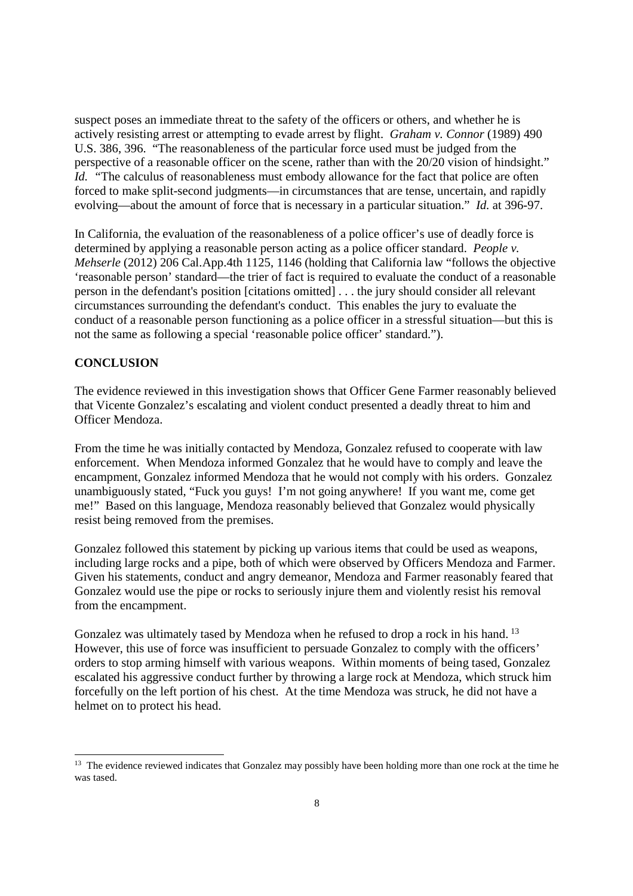suspect poses an immediate threat to the safety of the officers or others, and whether he is actively resisting arrest or attempting to evade arrest by flight. *Graham v. Connor* (1989) 490 U.S. 386, 396. "The reasonableness of the particular force used must be judged from the perspective of a reasonable officer on the scene, rather than with the 20/20 vision of hindsight." *Id.* "The calculus of reasonableness must embody allowance for the fact that police are often forced to make split-second judgments—in circumstances that are tense, uncertain, and rapidly evolving—about the amount of force that is necessary in a particular situation." *Id.* at 396-97.

In California, the evaluation of the reasonableness of a police officer's use of deadly force is determined by applying a reasonable person acting as a police officer standard. *People v. Mehserle* (2012) 206 Cal.App.4th 1125, 1146 (holding that California law "follows the objective 'reasonable person' standard—the trier of fact is required to evaluate the conduct of a reasonable person in the defendant's position [citations omitted] . . . the jury should consider all relevant circumstances surrounding the defendant's conduct. This enables the jury to evaluate the conduct of a reasonable person functioning as a police officer in a stressful situation—but this is not the same as following a special 'reasonable police officer' standard.").

## CONCLUSION

The evidence reviewed in this investigation shows that Officer Gene Farmer reasonably believed that Vicente Gonzalez's escalating and violent conduct presented a deadly threat to him and Officer Mendoza.

From the time he was initially contacted by Mendoza, Gonzalez refused to cooperate with law enforcement. When Mendoza informed Gonzalez that he would have to comply and leave the encampment, Gonzalez informed Mendoza that he would not comply with his orders. Gonzalez unambiguously stated, "Fuck you guys! I'm not going anywhere! If you want me, come get me!" Based on this language, Mendoza reasonably believed that Gonzalez would physically resist being removed from the premises.

Gonzalez followed this statement by picking up various items that could be used as weapons, including large rocks and a pipe, both of which were observed by Officers Mendoza and Farmer. Given his statements, conduct and angry demeanor, Mendoza and Farmer reasonably feared that Gonzalez would use the pipe or rocks to seriously injure them and violently resist his removal from the encampment.

Gonzalez was ultimately tased by Mendoza when he refused to drop a rock in his hand.[13] However, this use of force was insufficient to persuade Gonzalez to comply with the officers' orders to stop arming himself with various weapons. Within moments of being tased, Gonzalez escalated his aggressive conduct further by throwing a large rock at Mendoza, which struck him forcefully on the left portion of his chest. At the time Mendoza was struck, he did not have a helmet on to protect his head.

[13] The evidence reviewed indicates that Gonzalez may possibly have been holding more than one rock at the time he was tased.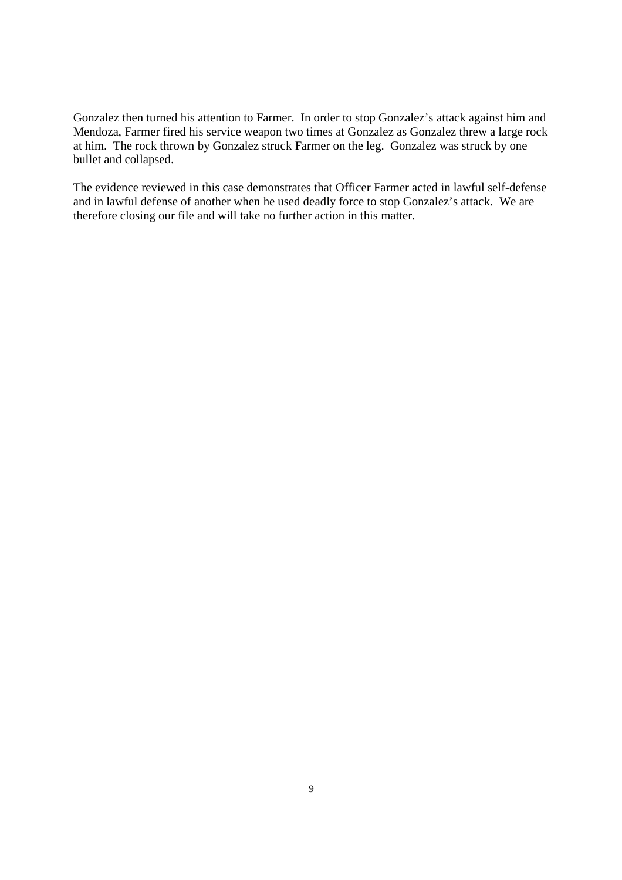Gonzalez then turned his attention to Farmer. In order to stop Gonzalez's attack against him and Mendoza, Farmer fired his service weapon two times at Gonzalez as Gonzalez threw a large rock at him. The rock thrown by Gonzalez struck Farmer on the leg. Gonzalez was struck by one bullet and collapsed.

The evidence reviewed in this case demonstrates that Officer Farmer acted in lawful self-defense and in lawful defense of another when he used deadly force to stop Gonzalez's attack. We are therefore closing our file and will take no further action in this matter.